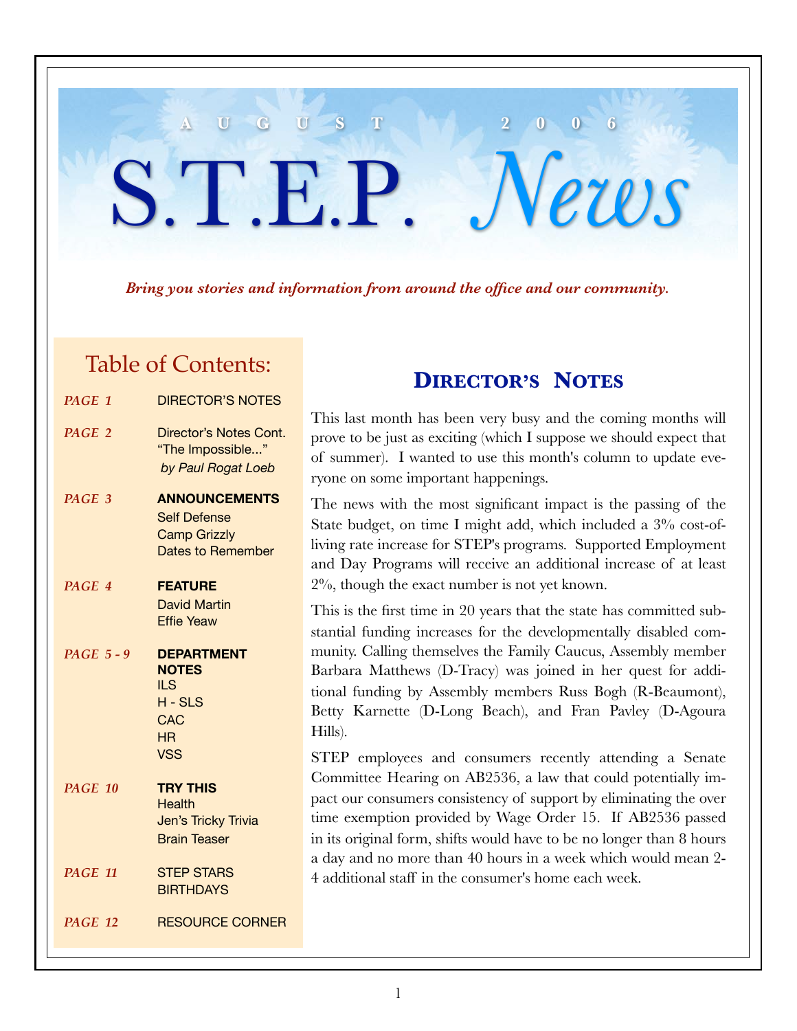# AUGUST 2006

# S.T.E.P. *News*

***Bring you stories and information from around the office and our community.***

## Table of Contents:

| | |
|---|---|
| *PAGE 1* | DIRECTOR'S NOTES |
| *PAGE 2* | Director's Notes Cont. "The Impossible..." *by Paul Rogat Loeb* |
| *PAGE 3* | **ANNOUNCEMENTS** Self Defense, Camp Grizzly, Dates to Remember |
| *PAGE 4* | **FEATURE** David Martin, Effie Yeaw |
| *PAGE 5 - 9* | **DEPARTMENT NOTES** ILS, H - SLS, CAC, HR, VSS |
| *PAGE 10* | **TRY THIS** Health, Jen's Tricky Trivia, Brain Teaser |
| *PAGE 11* | STEP STARS, BIRTHDAYS |
| *PAGE 12* | RESOURCE CORNER |

## DIRECTOR'S NOTES

This last month has been very busy and the coming months will prove to be just as exciting (which I suppose we should expect that of summer). I wanted to use this month's column to update everyone on some important happenings.

The news with the most significant impact is the passing of the State budget, on time I might add, which included a 3% cost-of-living rate increase for STEP's programs. Supported Employment and Day Programs will receive an additional increase of at least 2%, though the exact number is not yet known.

This is the first time in 20 years that the state has committed substantial funding increases for the developmentally disabled community. Calling themselves the Family Caucus, Assembly member Barbara Matthews (D-Tracy) was joined in her quest for additional funding by Assembly members Russ Bogh (R-Beaumont), Betty Karnette (D-Long Beach), and Fran Pavley (D-Agoura Hills).

STEP employees and consumers recently attending a Senate Committee Hearing on AB2536, a law that could potentially impact our consumers consistency of support by eliminating the over time exemption provided by Wage Order 15. If AB2536 passed in its original form, shifts would have to be no longer than 8 hours a day and no more than 40 hours in a week which would mean 2-4 additional staff in the consumer's home each week.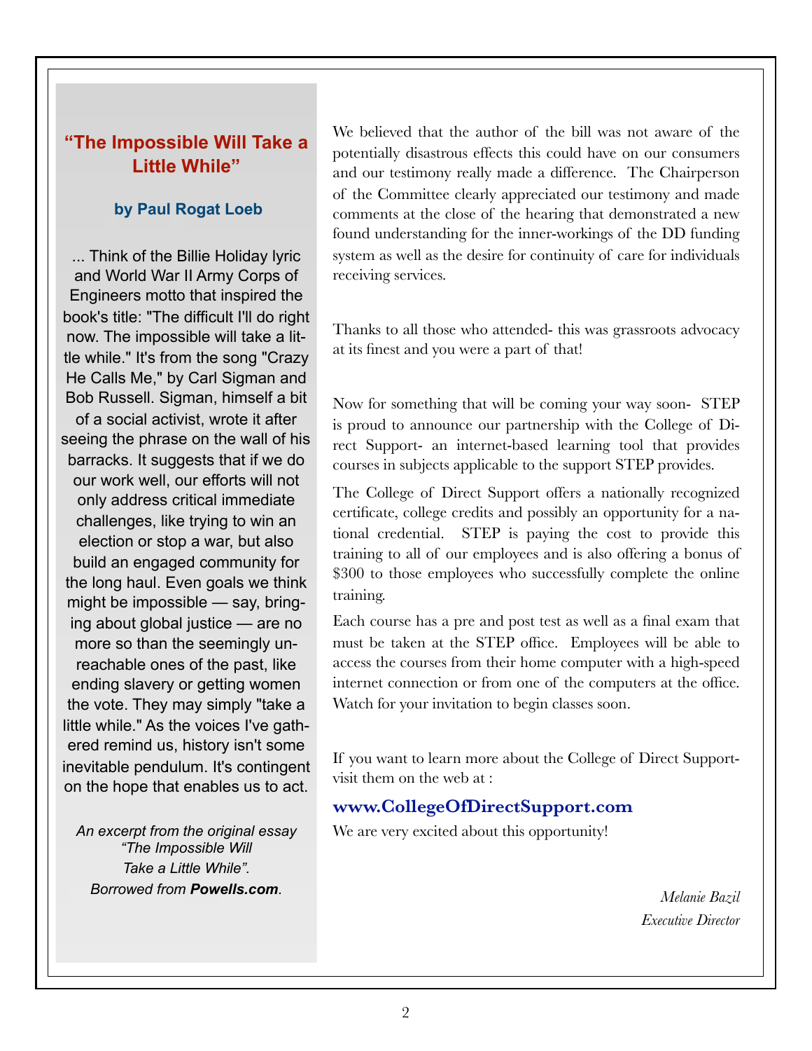## “The Impossible Will Take a Little While”

### by Paul Rogat Loeb

... Think of the Billie Holiday lyric and World War II Army Corps of Engineers motto that inspired the book's title: "The difficult I'll do right now. The impossible will take a little while." It's from the song "Crazy He Calls Me," by Carl Sigman and Bob Russell. Sigman, himself a bit of a social activist, wrote it after seeing the phrase on the wall of his barracks. It suggests that if we do our work well, our efforts will not only address critical immediate challenges, like trying to win an election or stop a war, but also build an engaged community for the long haul. Even goals we think might be impossible — say, bringing about global justice — are no more so than the seemingly unreachable ones of the past, like ending slavery or getting women the vote. They may simply "take a little while." As the voices I've gathered remind us, history isn't some inevitable pendulum. It's contingent on the hope that enables us to act.

*An excerpt from the original essay “The Impossible Will Take a Little While”. Borrowed from **Powells.com**.*

---

We believed that the author of the bill was not aware of the potentially disastrous effects this could have on our consumers and our testimony really made a difference. The Chairperson of the Committee clearly appreciated our testimony and made comments at the close of the hearing that demonstrated a new found understanding for the inner-workings of the DD funding system as well as the desire for continuity of care for individuals receiving services.

Thanks to all those who attended- this was grassroots advocacy at its finest and you were a part of that!

Now for something that will be coming your way soon- STEP is proud to announce our partnership with the College of Direct Support- an internet-based learning tool that provides courses in subjects applicable to the support STEP provides.

The College of Direct Support offers a nationally recognized certificate, college credits and possibly an opportunity for a national credential. STEP is paying the cost to provide this training to all of our employees and is also offering a bonus of $300 to those employees who successfully complete the online training.

Each course has a pre and post test as well as a final exam that must be taken at the STEP office. Employees will be able to access the courses from their home computer with a high-speed internet connection or from one of the computers at the office. Watch for your invitation to begin classes soon.

If you want to learn more about the College of Direct Support- visit them on the web at :

**www.CollegeOfDirectSupport.com**

We are very excited about this opportunity!

*Melanie Bazil*
*Executive Director*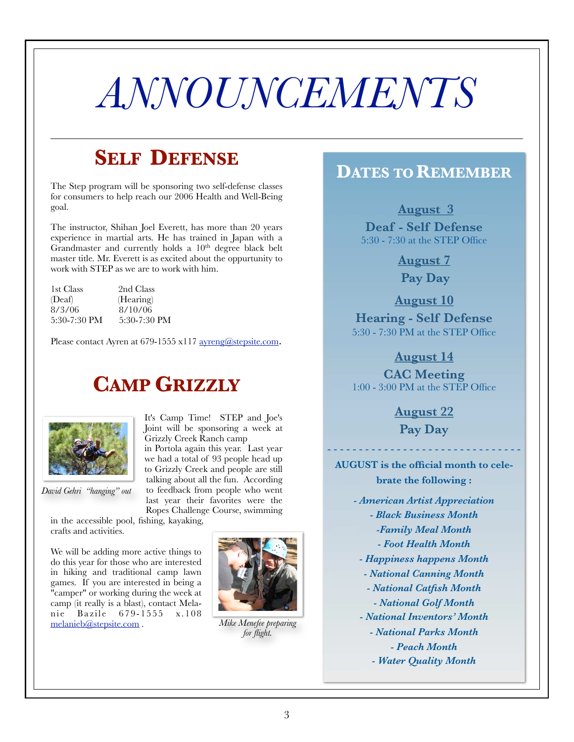# ANNOUNCEMENTS

## Self Defense

The Step program will be sponsoring two self-defense classes for consumers to help reach our 2006 Health and Well-Being goal.

The instructor, Shihan Joel Everett, has more than 20 years experience in martial arts. He has trained in Japan with a Grandmaster and currently holds a 10th degree black belt master title. Mr. Everett is as excited about the oppurtunity to work with STEP as we are to work with him.

| 1st Class | 2nd Class |
| --- | --- |
| (Deaf) | (Hearing) |
| 8/3/06 | 8/10/06 |
| 5:30-7:30 PM | 5:30-7:30 PM |

Please contact Ayren at 679-1555 x117 ayreng@stepsite.com.

## Camp Grizzly

*David Gehri "hanging" out*

It's Camp Time! STEP and Joe's Joint will be sponsoring a week at Grizzly Creek Ranch camp in Portola again this year. Last year we had a total of 93 people head up to Grizzly Creek and people are still talking about all the fun. According to feedback from people who went last year their favorites were the Ropes Challenge Course, swimming in the accessible pool, fishing, kayaking, crafts and activities.

We will be adding more active things to do this year for those who are interested in hiking and traditional camp lawn games. If you are interested in being a "camper" or working during the week at camp (it really is a blast), contact Melanie Bazile 679-1555 x.108 melanieb@stepsite.com .

*Mike Menefee preparing for flight.*

## Dates to Remember

**August 3**
**Deaf - Self Defense**
5:30 - 7:30 at the STEP Office

**August 7**
**Pay Day**

**August 10**
**Hearing - Self Defense**
5:30 - 7:30 PM at the STEP Office

**August 14**
**CAC Meeting**
1:00 - 3:00 PM at the STEP Office

**August 22**
**Pay Day**

---

**AUGUST is the official month to celebrate the following :**

- *American Artist Appreciation*
- *Black Business Month*
- *Family Meal Month*
- *Foot Health Month*
- *Happiness happens Month*
- *National Canning Month*
- *National Catfish Month*
- *National Golf Month*
- *National Inventors' Month*
- *National Parks Month*
- *Peach Month*
- *Water Quality Month*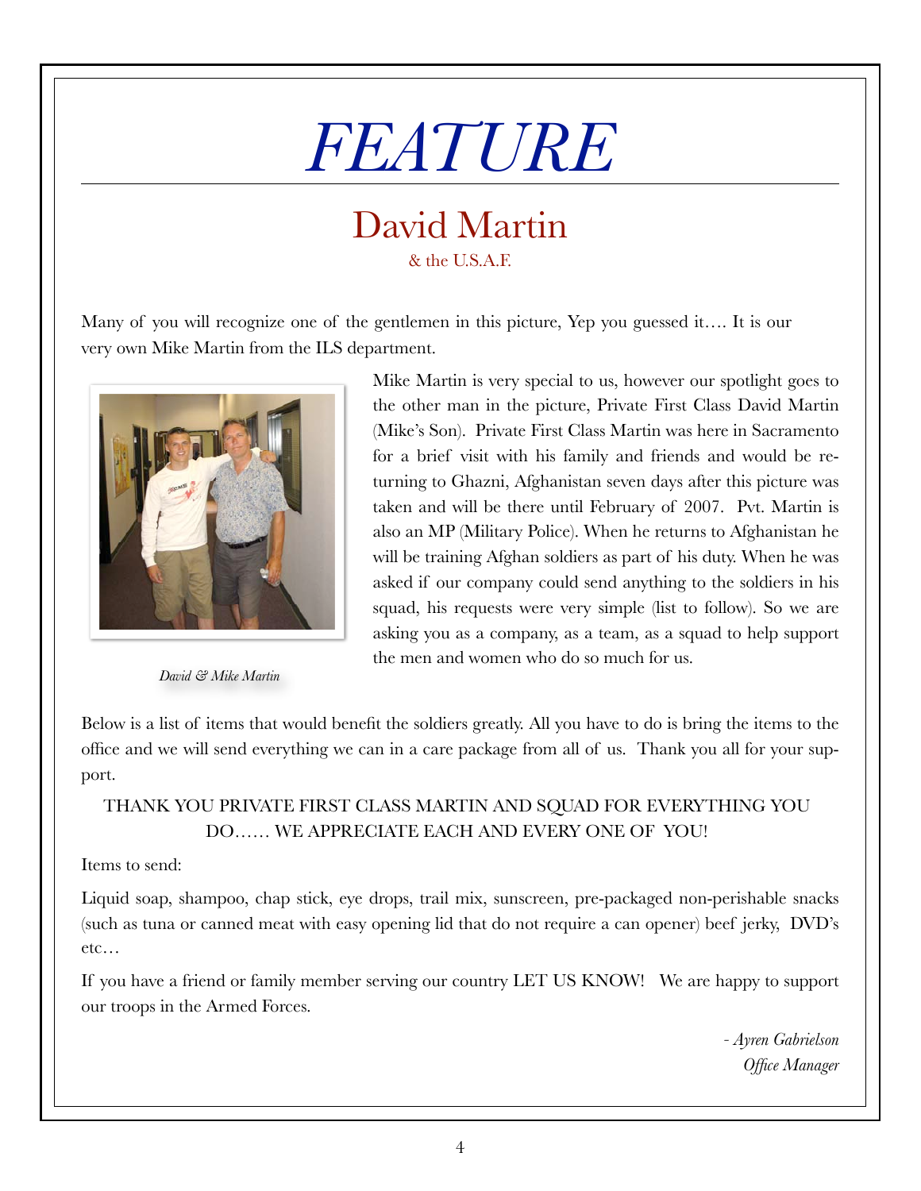# *FEATURE*

## David Martin

& the U.S.A.F.

Many of you will recognize one of the gentlemen in this picture, Yep you guessed it…. It is our very own Mike Martin from the ILS department.

*David & Mike Martin*

Mike Martin is very special to us, however our spotlight goes to the other man in the picture, Private First Class David Martin (Mike's Son). Private First Class Martin was here in Sacramento for a brief visit with his family and friends and would be returning to Ghazni, Afghanistan seven days after this picture was taken and will be there until February of 2007. Pvt. Martin is also an MP (Military Police). When he returns to Afghanistan he will be training Afghan soldiers as part of his duty. When he was asked if our company could send anything to the soldiers in his squad, his requests were very simple (list to follow). So we are asking you as a company, as a team, as a squad to help support the men and women who do so much for us.

Below is a list of items that would benefit the soldiers greatly. All you have to do is bring the items to the office and we will send everything we can in a care package from all of us. Thank you all for your support.

THANK YOU PRIVATE FIRST CLASS MARTIN AND SQUAD FOR EVERYTHING YOU DO…… WE APPRECIATE EACH AND EVERY ONE OF YOU!

Items to send:

Liquid soap, shampoo, chap stick, eye drops, trail mix, sunscreen, pre-packaged non-perishable snacks (such as tuna or canned meat with easy opening lid that do not require a can opener) beef jerky, DVD's etc…

If you have a friend or family member serving our country LET US KNOW! We are happy to support our troops in the Armed Forces.

*- Ayren Gabrielson*
*Office Manager*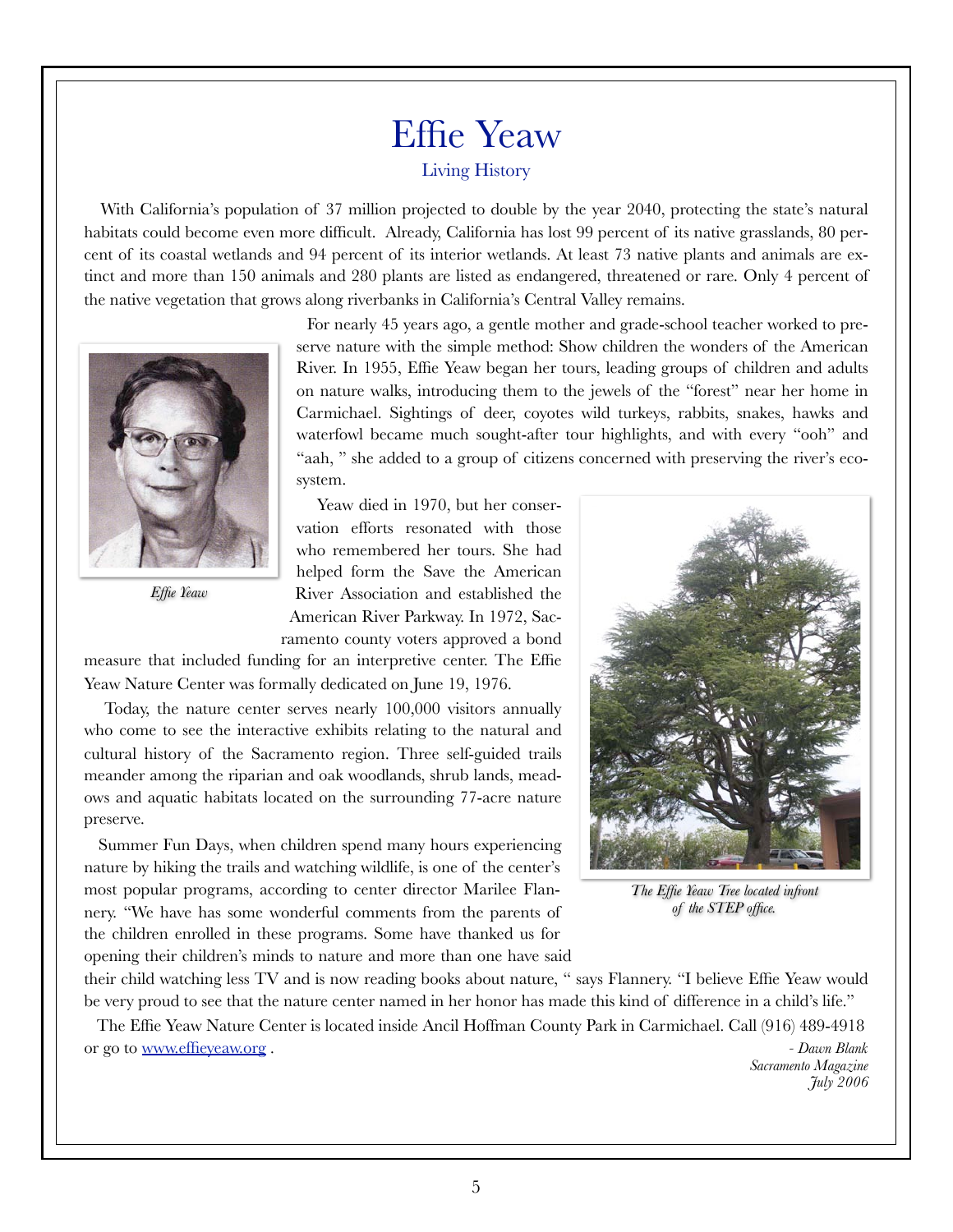# Effie Yeaw

## Living History

With California's population of 37 million projected to double by the year 2040, protecting the state's natural habitats could become even more difficult. Already, California has lost 99 percent of its native grasslands, 80 percent of its coastal wetlands and 94 percent of its interior wetlands. At least 73 native plants and animals are extinct and more than 150 animals and 280 plants are listed as endangered, threatened or rare. Only 4 percent of the native vegetation that grows along riverbanks in California's Central Valley remains.

For nearly 45 years ago, a gentle mother and grade-school teacher worked to preserve nature with the simple method: Show children the wonders of the American River. In 1955, Effie Yeaw began her tours, leading groups of children and adults on nature walks, introducing them to the jewels of the "forest" near her home in Carmichael. Sightings of deer, coyotes wild turkeys, rabbits, snakes, hawks and waterfowl became much sought-after tour highlights, and with every "ooh" and "aah, " she added to a group of citizens concerned with preserving the river's ecosystem.

*Effie Yeaw*

Yeaw died in 1970, but her conservation efforts resonated with those who remembered her tours. She had helped form the Save the American River Association and established the American River Parkway. In 1972, Sacramento county voters approved a bond measure that included funding for an interpretive center. The Effie Yeaw Nature Center was formally dedicated on June 19, 1976.

Today, the nature center serves nearly 100,000 visitors annually who come to see the interactive exhibits relating to the natural and cultural history of the Sacramento region. Three self-guided trails meander among the riparian and oak woodlands, shrub lands, meadows and aquatic habitats located on the surrounding 77-acre nature preserve.

*The Effie Yeaw Tree located infront of the STEP office.*

Summer Fun Days, when children spend many hours experiencing nature by hiking the trails and watching wildlife, is one of the center's most popular programs, according to center director Marilee Flannery. "We have has some wonderful comments from the parents of the children enrolled in these programs. Some have thanked us for opening their children's minds to nature and more than one have said their child watching less TV and is now reading books about nature, " says Flannery. "I believe Effie Yeaw would be very proud to see that the nature center named in her honor has made this kind of difference in a child's life."

The Effie Yeaw Nature Center is located inside Ancil Hoffman County Park in Carmichael. Call (916) 489-4918 or go to [www.effieyeaw.org](http://www.effieyeaw.org) .

*- Dawn Blank*
*Sacramento Magazine*
*July 2006*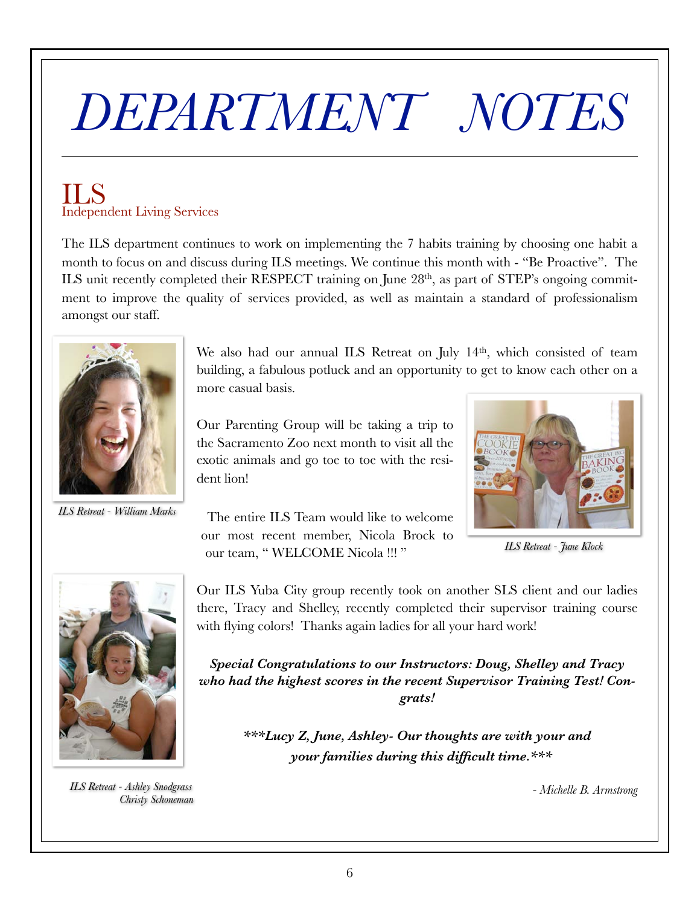# DEPARTMENT NOTES

## ILS
### Independent Living Services

The ILS department continues to work on implementing the 7 habits training by choosing one habit a month to focus on and discuss during ILS meetings. We continue this month with - "Be Proactive". The ILS unit recently completed their RESPECT training on June 28th, as part of STEP's ongoing commitment to improve the quality of services provided, as well as maintain a standard of professionalism amongst our staff.

We also had our annual ILS Retreat on July 14th, which consisted of team building, a fabulous potluck and an opportunity to get to know each other on a more casual basis.

*ILS Retreat - William Marks*

Our Parenting Group will be taking a trip to the Sacramento Zoo next month to visit all the exotic animals and go toe to toe with the resident lion!

The entire ILS Team would like to welcome our most recent member, Nicola Brock to our team, " WELCOME Nicola !!! "

*ILS Retreat - June Klock*

Our ILS Yuba City group recently took on another SLS client and our ladies there, Tracy and Shelley, recently completed their supervisor training course with flying colors! Thanks again ladies for all your hard work!

***Special Congratulations to our Instructors: Doug, Shelley and Tracy who had the highest scores in the recent Supervisor Training Test! Congrats!***

****\*\*Lucy Z, June, Ashley- Our thoughts are with your and your families during this difficult time.\*\*\*****

*ILS Retreat - Ashley Snodgrass, Christy Schoneman*

*- Michelle B. Armstrong*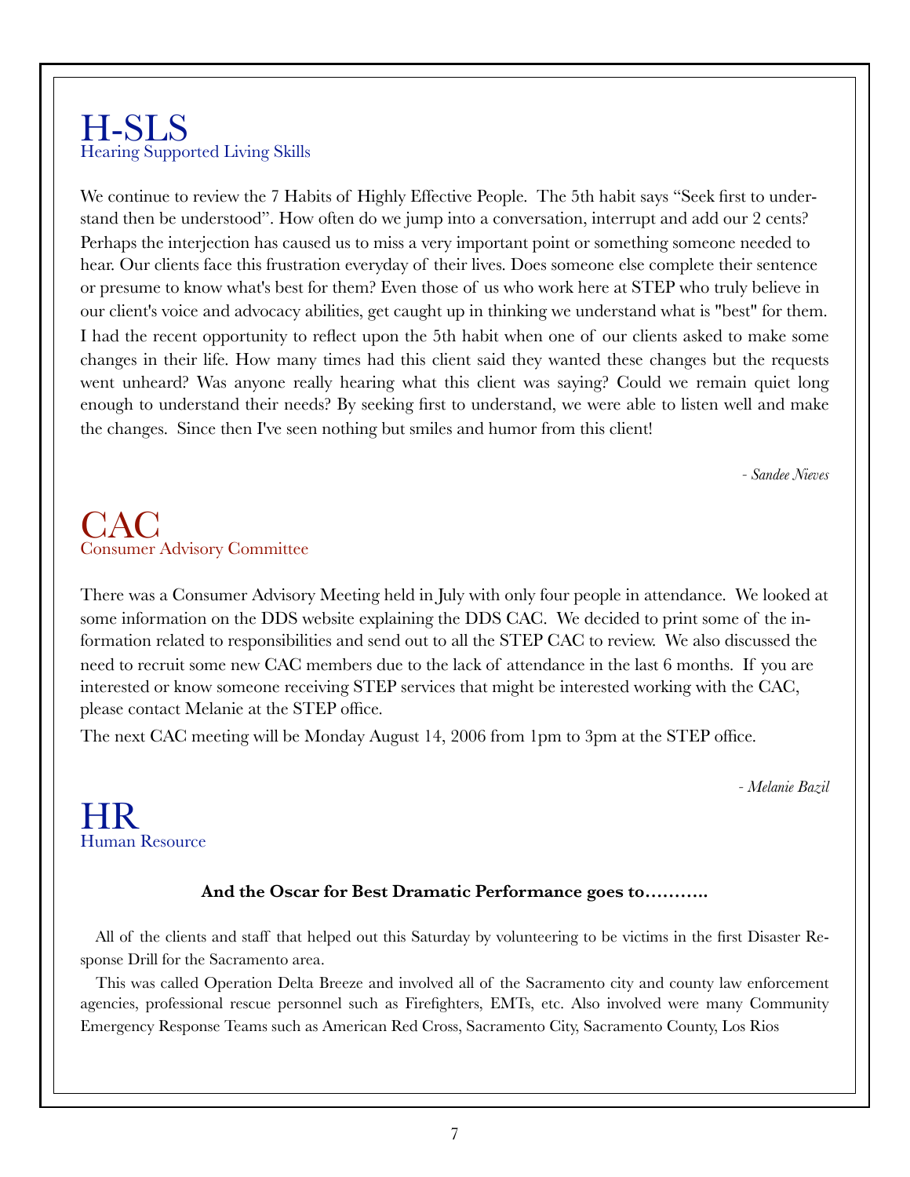# H-SLS
Hearing Supported Living Skills

We continue to review the 7 Habits of Highly Effective People. The 5th habit says "Seek first to understand then be understood". How often do we jump into a conversation, interrupt and add our 2 cents? Perhaps the interjection has caused us to miss a very important point or something someone needed to hear. Our clients face this frustration everyday of their lives. Does someone else complete their sentence or presume to know what's best for them? Even those of us who work here at STEP who truly believe in our client's voice and advocacy abilities, get caught up in thinking we understand what is "best" for them. I had the recent opportunity to reflect upon the 5th habit when one of our clients asked to make some changes in their life. How many times had this client said they wanted these changes but the requests went unheard? Was anyone really hearing what this client was saying? Could we remain quiet long enough to understand their needs? By seeking first to understand, we were able to listen well and make the changes. Since then I've seen nothing but smiles and humor from this client!

*- Sandee Nieves*

# CAC
Consumer Advisory Committee

There was a Consumer Advisory Meeting held in July with only four people in attendance. We looked at some information on the DDS website explaining the DDS CAC. We decided to print some of the information related to responsibilities and send out to all the STEP CAC to review. We also discussed the need to recruit some new CAC members due to the lack of attendance in the last 6 months. If you are interested or know someone receiving STEP services that might be interested working with the CAC, please contact Melanie at the STEP office.

The next CAC meeting will be Monday August 14, 2006 from 1pm to 3pm at the STEP office.

*- Melanie Bazil*

# HR
Human Resource

**And the Oscar for Best Dramatic Performance goes to……….**

All of the clients and staff that helped out this Saturday by volunteering to be victims in the first Disaster Response Drill for the Sacramento area.

This was called Operation Delta Breeze and involved all of the Sacramento city and county law enforcement agencies, professional rescue personnel such as Firefighters, EMTs, etc. Also involved were many Community Emergency Response Teams such as American Red Cross, Sacramento City, Sacramento County, Los Rios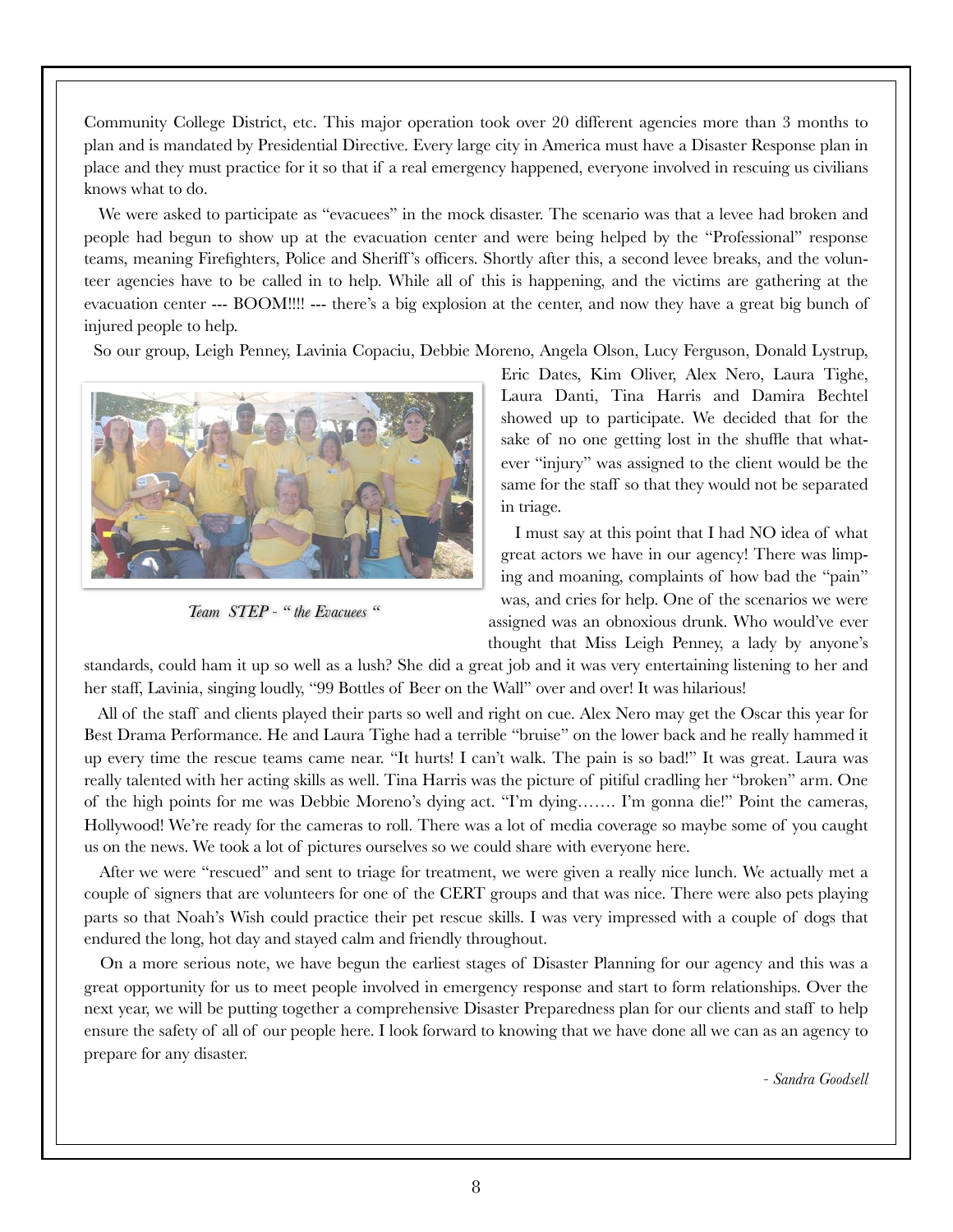Community College District, etc. This major operation took over 20 different agencies more than 3 months to plan and is mandated by Presidential Directive. Every large city in America must have a Disaster Response plan in place and they must practice for it so that if a real emergency happened, everyone involved in rescuing us civilians knows what to do.

We were asked to participate as "evacuees" in the mock disaster. The scenario was that a levee had broken and people had begun to show up at the evacuation center and were being helped by the "Professional" response teams, meaning Firefighters, Police and Sheriff's officers. Shortly after this, a second levee breaks, and the volunteer agencies have to be called in to help. While all of this is happening, and the victims are gathering at the evacuation center --- BOOM!!!! --- there's a big explosion at the center, and now they have a great big bunch of injured people to help.

So our group, Leigh Penney, Lavinia Copaciu, Debbie Moreno, Angela Olson, Lucy Ferguson, Donald Lystrup, Eric Dates, Kim Oliver, Alex Nero, Laura Tighe, Laura Danti, Tina Harris and Damira Bechtel showed up to participate. We decided that for the sake of no one getting lost in the shuffle that whatever "injury" was assigned to the client would be the same for the staff so that they would not be separated in triage.

*Team STEP - " the Evacuees "*

I must say at this point that I had NO idea of what great actors we have in our agency! There was limping and moaning, complaints of how bad the "pain" was, and cries for help. One of the scenarios we were assigned was an obnoxious drunk. Who would've ever thought that Miss Leigh Penney, a lady by anyone's standards, could ham it up so well as a lush? She did a great job and it was very entertaining listening to her and her staff, Lavinia, singing loudly, "99 Bottles of Beer on the Wall" over and over! It was hilarious!

All of the staff and clients played their parts so well and right on cue. Alex Nero may get the Oscar this year for Best Drama Performance. He and Laura Tighe had a terrible "bruise" on the lower back and he really hammed it up every time the rescue teams came near. "It hurts! I can't walk. The pain is so bad!" It was great. Laura was really talented with her acting skills as well. Tina Harris was the picture of pitiful cradling her "broken" arm. One of the high points for me was Debbie Moreno's dying act. "I'm dying……. I'm gonna die!" Point the cameras, Hollywood! We're ready for the cameras to roll. There was a lot of media coverage so maybe some of you caught us on the news. We took a lot of pictures ourselves so we could share with everyone here.

After we were "rescued" and sent to triage for treatment, we were given a really nice lunch. We actually met a couple of signers that are volunteers for one of the CERT groups and that was nice. There were also pets playing parts so that Noah's Wish could practice their pet rescue skills. I was very impressed with a couple of dogs that endured the long, hot day and stayed calm and friendly throughout.

On a more serious note, we have begun the earliest stages of Disaster Planning for our agency and this was a great opportunity for us to meet people involved in emergency response and start to form relationships. Over the next year, we will be putting together a comprehensive Disaster Preparedness plan for our clients and staff to help ensure the safety of all of our people here. I look forward to knowing that we have done all we can as an agency to prepare for any disaster.

*- Sandra Goodsell*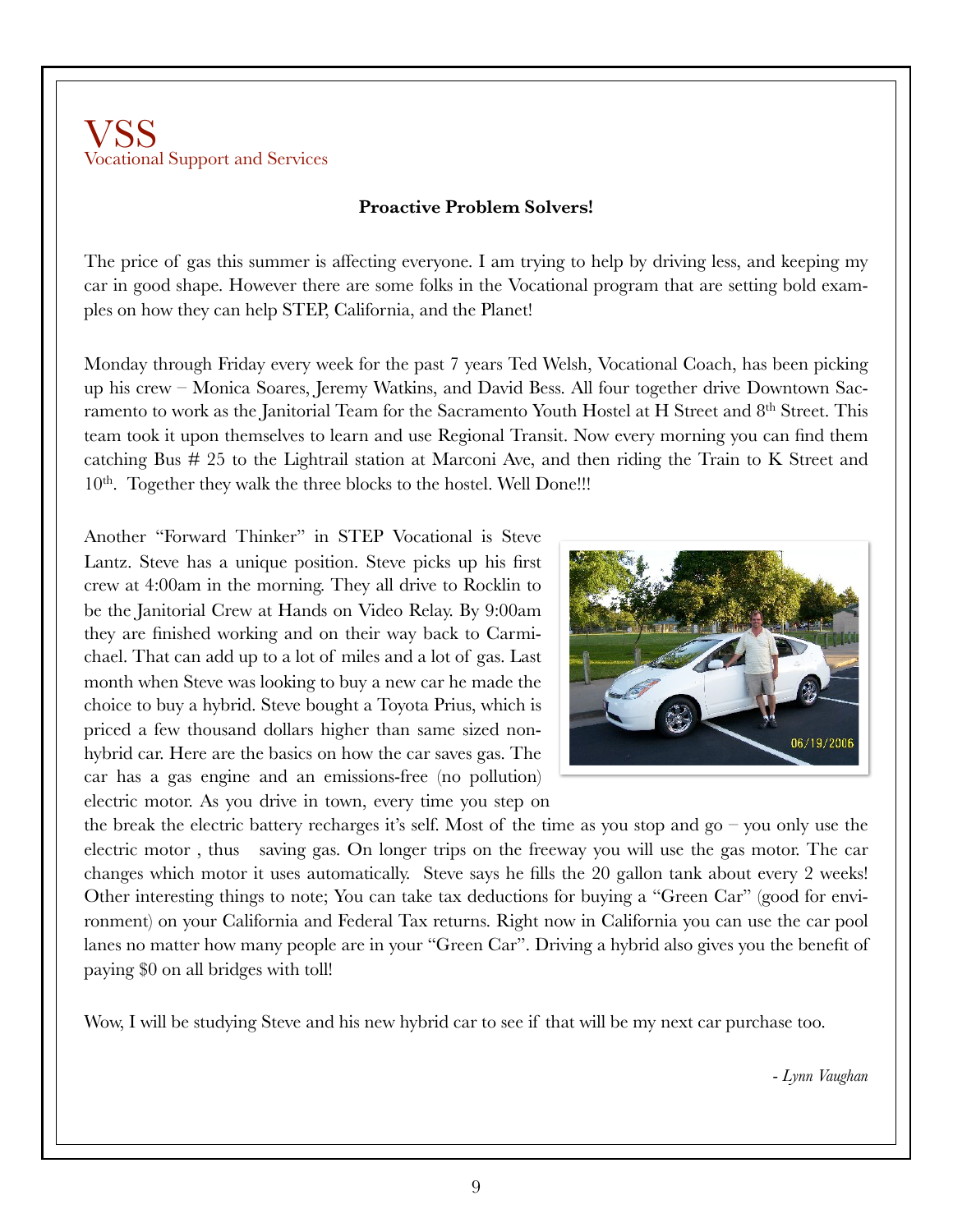# VSS
Vocational Support and Services

**Proactive Problem Solvers!**

The price of gas this summer is affecting everyone. I am trying to help by driving less, and keeping my car in good shape. However there are some folks in the Vocational program that are setting bold examples on how they can help STEP, California, and the Planet!

Monday through Friday every week for the past 7 years Ted Welsh, Vocational Coach, has been picking up his crew – Monica Soares, Jeremy Watkins, and David Bess. All four together drive Downtown Sacramento to work as the Janitorial Team for the Sacramento Youth Hostel at H Street and 8th Street. This team took it upon themselves to learn and use Regional Transit. Now every morning you can find them catching Bus # 25 to the Lightrail station at Marconi Ave, and then riding the Train to K Street and 10th. Together they walk the three blocks to the hostel. Well Done!!!

Another "Forward Thinker" in STEP Vocational is Steve Lantz. Steve has a unique position. Steve picks up his first crew at 4:00am in the morning. They all drive to Rocklin to be the Janitorial Crew at Hands on Video Relay. By 9:00am they are finished working and on their way back to Carmichael. That can add up to a lot of miles and a lot of gas. Last month when Steve was looking to buy a new car he made the choice to buy a hybrid. Steve bought a Toyota Prius, which is priced a few thousand dollars higher than same sized non-hybrid car. Here are the basics on how the car saves gas. The car has a gas engine and an emissions-free (no pollution) electric motor. As you drive in town, every time you step on the break the electric battery recharges it's self. Most of the time as you stop and go – you only use the electric motor , thus saving gas. On longer trips on the freeway you will use the gas motor. The car changes which motor it uses automatically. Steve says he fills the 20 gallon tank about every 2 weeks! Other interesting things to note; You can take tax deductions for buying a "Green Car" (good for environment) on your California and Federal Tax returns. Right now in California you can use the car pool lanes no matter how many people are in your "Green Car". Driving a hybrid also gives you the benefit of paying $0 on all bridges with toll!

Wow, I will be studying Steve and his new hybrid car to see if that will be my next car purchase too.

*- Lynn Vaughan*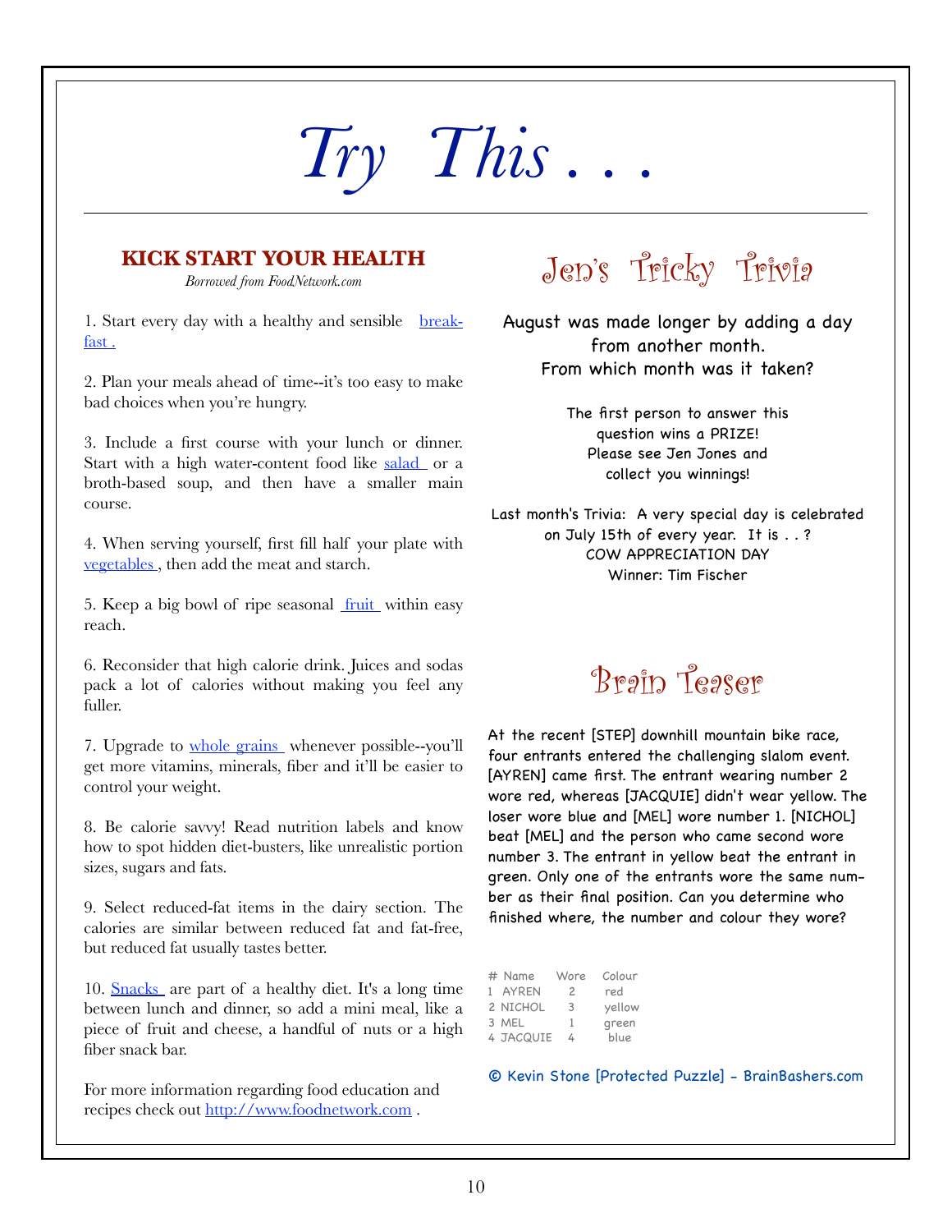# *Try This . . .*

## KICK START YOUR HEALTH

*Borrowed from FoodNetwork.com*

1. Start every day with a healthy and sensible break-fast .

2. Plan your meals ahead of time--it's too easy to make bad choices when you're hungry.

3. Include a first course with your lunch or dinner. Start with a high water-content food like salad or a broth-based soup, and then have a smaller main course.

4. When serving yourself, first fill half your plate with vegetables , then add the meat and starch.

5. Keep a big bowl of ripe seasonal fruit within easy reach.

6. Reconsider that high calorie drink. Juices and sodas pack a lot of calories without making you feel any fuller.

7. Upgrade to whole grains whenever possible--you'll get more vitamins, minerals, fiber and it'll be easier to control your weight.

8. Be calorie savvy! Read nutrition labels and know how to spot hidden diet-busters, like unrealistic portion sizes, sugars and fats.

9. Select reduced-fat items in the dairy section. The calories are similar between reduced fat and fat-free, but reduced fat usually tastes better.

10. Snacks are part of a healthy diet. It's a long time between lunch and dinner, so add a mini meal, like a piece of fruit and cheese, a handful of nuts or a high fiber snack bar.

For more information regarding food education and recipes check out http://www.foodnetwork.com .

## Jen's Tricky Trivia

August was made longer by adding a day from another month. From which month was it taken?

The first person to answer this question wins a PRIZE! Please see Jen Jones and collect you winnings!

Last month's Trivia: A very special day is celebrated on July 15th of every year. It is . . ? COW APPRECIATION DAY
Winner: Tim Fischer

## Brain Teaser

At the recent [STEP] downhill mountain bike race, four entrants entered the challenging slalom event. [AYREN] came first. The entrant wearing number 2 wore red, whereas [JACQUIE] didn't wear yellow. The loser wore blue and [MEL] wore number 1. [NICHOL] beat [MEL] and the person who came second wore number 3. The entrant in yellow beat the entrant in green. Only one of the entrants wore the same number as their final position. Can you determine who finished where, the number and colour they wore?

| # | Name | Wore | Colour |
|---|---|---|---|
| 1 | AYREN | 2 | red |
| 2 | NICHOL | 3 | yellow |
| 3 | MEL | 1 | green |
| 4 | JACQUIE | 4 | blue |

© Kevin Stone [Protected Puzzle] - BrainBashers.com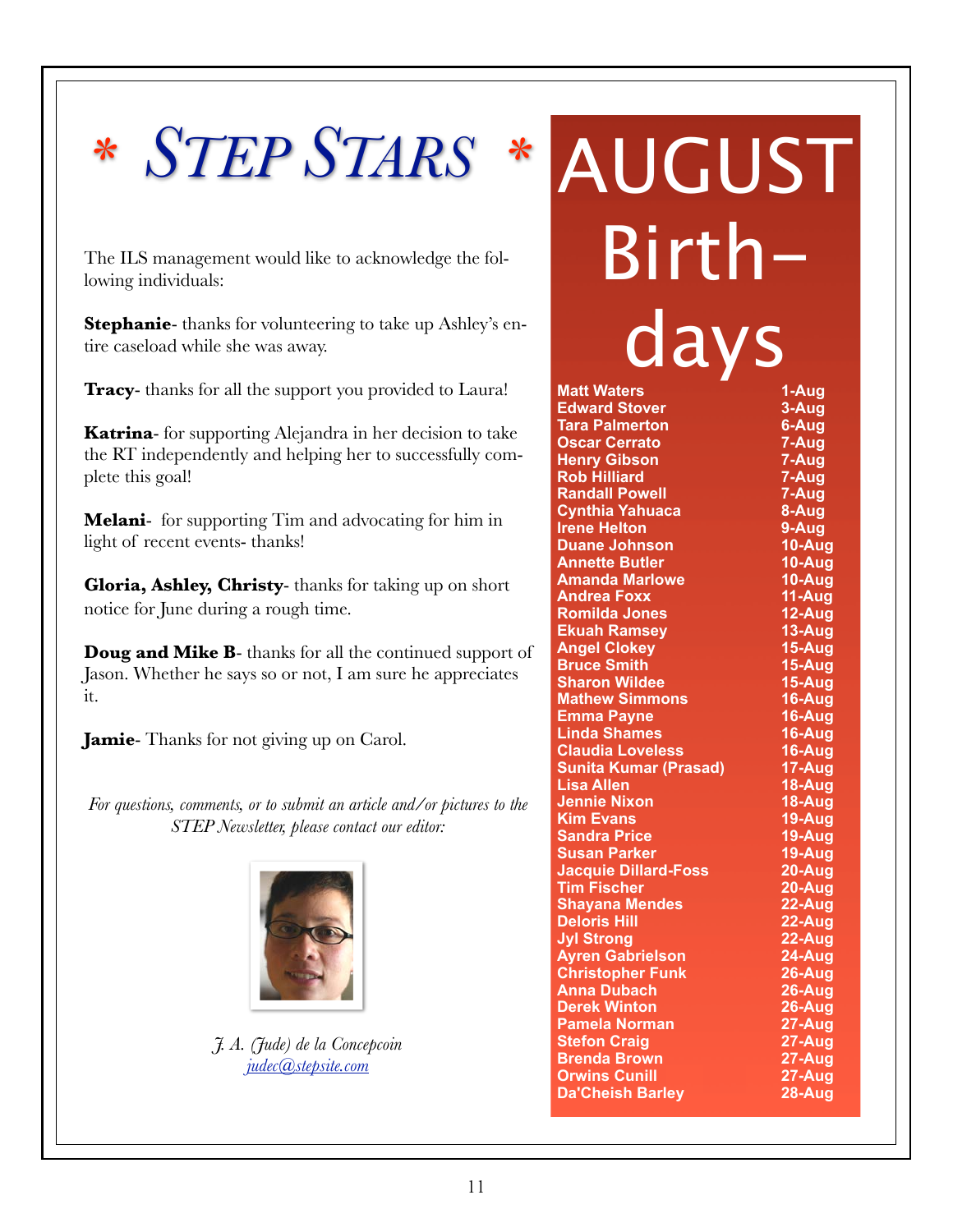# * STEP STARS *

The ILS management would like to acknowledge the following individuals:

**Stephanie**- thanks for volunteering to take up Ashley's entire caseload while she was away.

**Tracy**- thanks for all the support you provided to Laura!

**Katrina**- for supporting Alejandra in her decision to take the RT independently and helping her to successfully complete this goal!

**Melani**- for supporting Tim and advocating for him in light of recent events- thanks!

**Gloria, Ashley, Christy**- thanks for taking up on short notice for June during a rough time.

**Doug and Mike B**- thanks for all the continued support of Jason. Whether he says so or not, I am sure he appreciates it.

**Jamie**- Thanks for not giving up on Carol.

*For questions, comments, or to submit an article and/or pictures to the STEP Newsletter, please contact our editor:*

*J. A. (Jude) de la Concepcoin*
*judec@stepsite.com*

# AUGUST Birth-days

| Name | Date |
|---|---|
| Matt Waters | 1-Aug |
| Edward Stover | 3-Aug |
| Tara Palmerton | 6-Aug |
| Oscar Cerrato | 7-Aug |
| Henry Gibson | 7-Aug |
| Rob Hilliard | 7-Aug |
| Randall Powell | 7-Aug |
| Cynthia Yahuaca | 8-Aug |
| Irene Helton | 9-Aug |
| Duane Johnson | 10-Aug |
| Annette Butler | 10-Aug |
| Amanda Marlowe | 10-Aug |
| Andrea Foxx | 11-Aug |
| Romilda Jones | 12-Aug |
| Ekuah Ramsey | 13-Aug |
| Angel Clokey | 15-Aug |
| Bruce Smith | 15-Aug |
| Sharon Wildee | 15-Aug |
| Mathew Simmons | 16-Aug |
| Emma Payne | 16-Aug |
| Linda Shames | 16-Aug |
| Claudia Loveless | 16-Aug |
| Sunita Kumar (Prasad) | 17-Aug |
| Lisa Allen | 18-Aug |
| Jennie Nixon | 18-Aug |
| Kim Evans | 19-Aug |
| Sandra Price | 19-Aug |
| Susan Parker | 19-Aug |
| Jacquie Dillard-Foss | 20-Aug |
| Tim Fischer | 20-Aug |
| Shayana Mendes | 22-Aug |
| Deloris Hill | 22-Aug |
| Jyl Strong | 22-Aug |
| Ayren Gabrielson | 24-Aug |
| Christopher Funk | 26-Aug |
| Anna Dubach | 26-Aug |
| Derek Winton | 26-Aug |
| Pamela Norman | 27-Aug |
| Stefon Craig | 27-Aug |
| Brenda Brown | 27-Aug |
| Orwins Cunill | 27-Aug |
| Da'Cheish Barley | 28-Aug |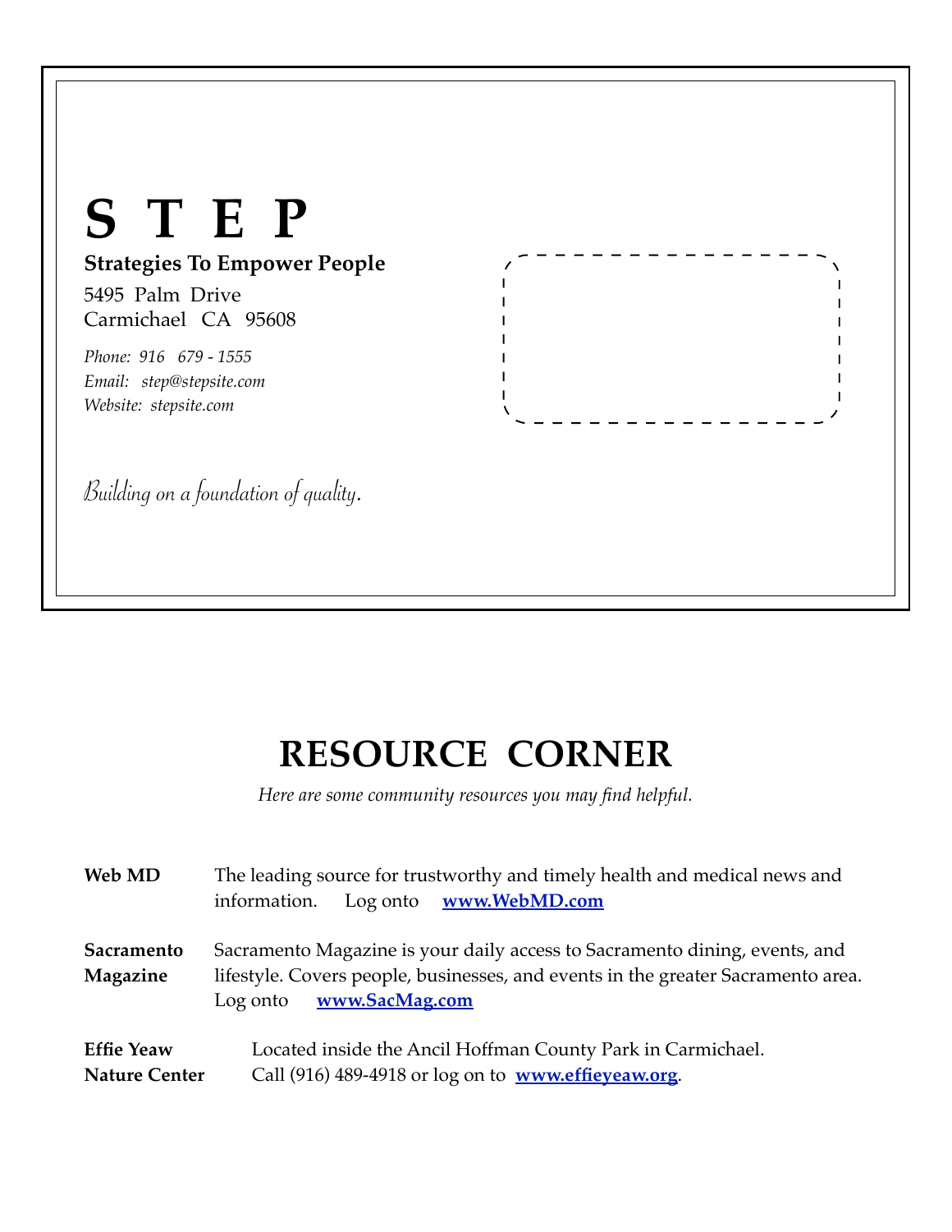# S T E P

**Strategies To Empower People**

5495 Palm Drive
Carmichael CA 95608

*Phone: 916 679 - 1555*
*Email: step@stepsite.com*
*Website: stepsite.com*

*Building on a foundation of quality.*

## RESOURCE CORNER

*Here are some community resources you may find helpful.*

**Web MD** The leading source for trustworthy and timely health and medical news and information. Log onto **www.WebMD.com**

**Sacramento Magazine** Sacramento Magazine is your daily access to Sacramento dining, events, and lifestyle. Covers people, businesses, and events in the greater Sacramento area. Log onto **www.SacMag.com**

**Effie Yeaw Nature Center** Located inside the Ancil Hoffman County Park in Carmichael. Call (916) 489-4918 or log on to **www.effieyeaw.org**.